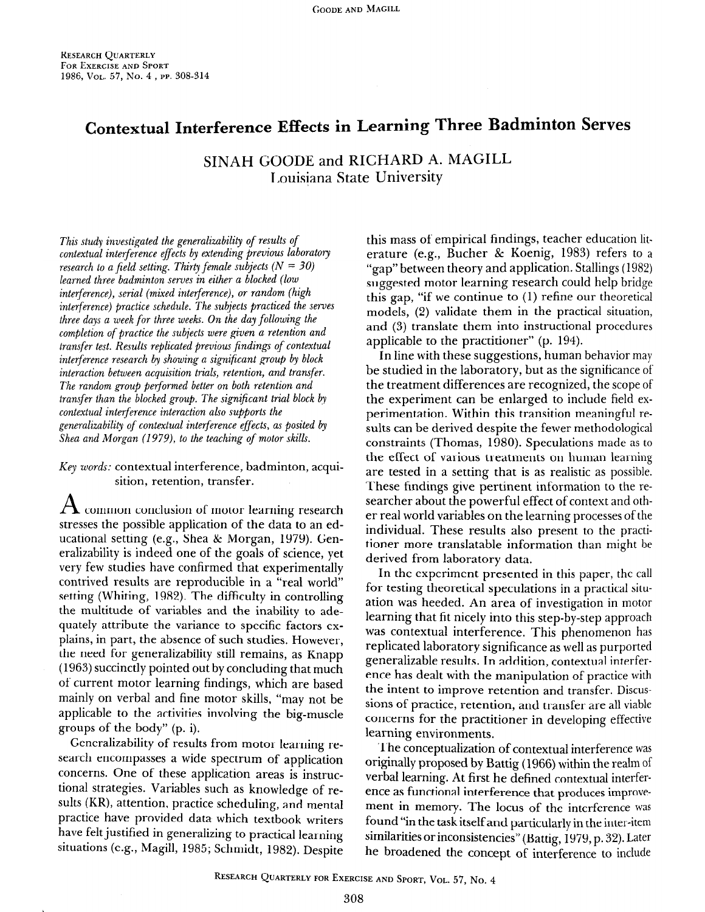# Contextual Interference Effects in Learning Three Badminton Serves

SINAH GOODE and RICHARD A. MAGILL
Louisiana State University

*This study investigated the generalizability of results of contextual interference effects by extending previous laboratory research to a field setting. Thirty female subjects (N = 30) learned three badminton serves in either a blocked (low interference), serial (mixed interference), or random (high interference) practice schedule. The subjects practiced the serves three days a week for three weeks. On the day following the completion of practice the subjects were given a retention and transfer test. Results replicated previous findings of contextual interference research by showing a significant group by block interaction between acquisition trials, retention, and transfer. The random group performed better on both retention and transfer than the blocked group. The significant trial block by contextual interference interaction also supports the generalizability of contextual interference effects, as posited by Shea and Morgan (1979), to the teaching of motor skills.*

*Key words:* contextual interference, badminton, acquisition, retention, transfer.

A common conclusion of motor learning research stresses the possible application of the data to an educational setting (e.g., Shea & Morgan, 1979). Generalizability is indeed one of the goals of science, yet very few studies have confirmed that experimentally contrived results are reproducible in a "real world" setting (Whiting, 1982). The difficulty in controlling the multitude of variables and the inability to adequately attribute the variance to specific factors explains, in part, the absence of such studies. However, the need for generalizability still remains, as Knapp (1963) succinctly pointed out by concluding that much of current motor learning findings, which are based mainly on verbal and fine motor skills, "may not be applicable to the activities involving the big-muscle groups of the body" (p. i).

Generalizability of results from motor learning research encompasses a wide spectrum of application concerns. One of these application areas is instructional strategies. Variables such as knowledge of results (KR), attention, practice scheduling, and mental practice have provided data which textbook writers have felt justified in generalizing to practical learning situations (e.g., Magill, 1985; Schmidt, 1982). Despite this mass of empirical findings, teacher education literature (e.g., Bucher & Koenig, 1983) refers to a "gap" between theory and application. Stallings (1982) suggested motor learning research could help bridge this gap, "if we continue to (1) refine our theoretical models, (2) validate them in the practical situation, and (3) translate them into instructional procedures applicable to the practitioner" (p. 194).

In line with these suggestions, human behavior may be studied in the laboratory, but as the significance of the treatment differences are recognized, the scope of the experiment can be enlarged to include field experimentation. Within this transition meaningful results can be derived despite the fewer methodological constraints (Thomas, 1980). Speculations made as to the effect of various treatments on human learning are tested in a setting that is as realistic as possible. These findings give pertinent information to the researcher about the powerful effect of context and other real world variables on the learning processes of the individual. These results also present to the practitioner more translatable information than might be derived from laboratory data.

In the experiment presented in this paper, the call for testing theoretical speculations in a practical situation was heeded. An area of investigation in motor learning that fit nicely into this step-by-step approach was contextual interference. This phenomenon has replicated laboratory significance as well as purported generalizable results. In addition, contextual interference has dealt with the manipulation of practice with the intent to improve retention and transfer. Discussions of practice, retention, and transfer are all viable concerns for the practitioner in developing effective learning environments.

The conceptualization of contextual interference was originally proposed by Battig (1966) within the realm of verbal learning. At first he defined contextual interference as functional interference that produces improvement in memory. The locus of the interference was found "in the task itself and particularly in the inter-item similarities or inconsistencies" (Battig, 1979, p. 32). Later he broadened the concept of interference to include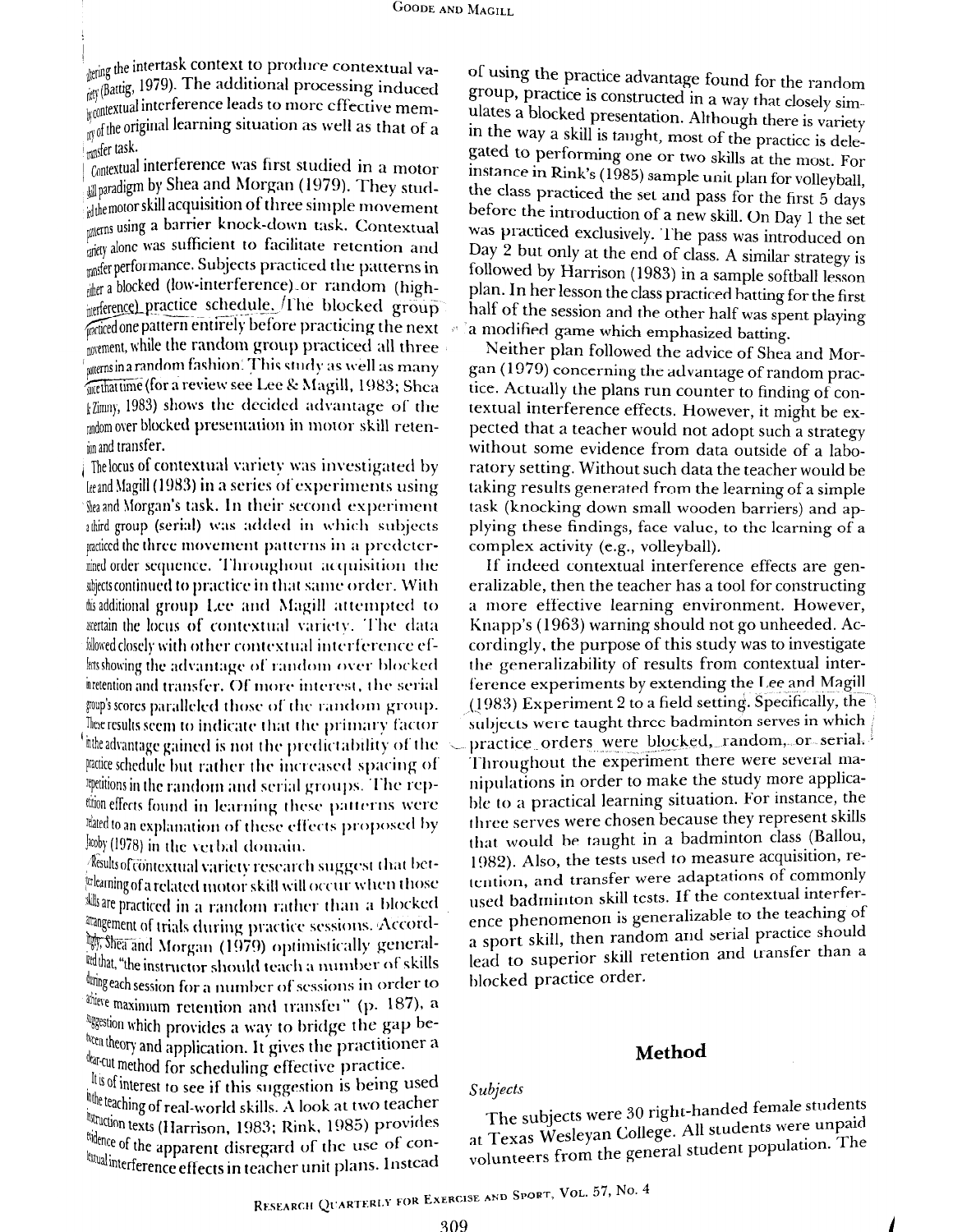altering the intertask context to produce contextual variety (Battig, 1979). The additional processing induced by contextual interference leads to more effective memory of the original learning situation as well as that of a transfer task.

Contextual interference was first studied in a motor skill paradigm by Shea and Morgan (1979). They studied the motor skill acquisition of three simple movement patterns using a barrier knock-down task. Contextual variety alone was sufficient to facilitate retention and transfer performance. Subjects practiced the patterns in either a blocked (low-interference) or random (high-interference) practice schedule. The blocked group practiced one pattern entirely before practicing the next movement, while the random group practiced all three patterns in a random fashion. This study as well as many since that time (for a review see Lee & Magill, 1983; Shea & Zimny, 1983) shows the decided advantage of the random over blocked presentation in motor skill retention and transfer.

The locus of contextual variety was investigated by Lee and Magill (1983) in a series of experiments using Shea and Morgan's task. In their second experiment a third group (serial) was added in which subjects practiced the three movement patterns in a predetermined order sequence. Throughout acquisition the subjects continued to practice in that same order. With this additional group Lee and Magill attempted to ascertain the locus of contextual variety. The data followed closely with other contextual interference effects showing the advantage of random over blocked in retention and transfer. Of more interest, the serial group's scores paralleled those of the random group. These results seem to indicate that the primary factor in the advantage gained is not the predictability of the practice schedule but rather the increased spacing of repetitions in the random and serial groups. The repetition effects found in learning these patterns were related to an explanation of these effects proposed by Jacoby (1978) in the verbal domain.

Results of contextual variety research suggest that better learning of a related motor skill will occur when those skills are practiced in a random rather than a blocked arrangement of trials during practice sessions. Accordingly, Shea and Morgan (1979) optimistically generalized that, "the instructor should teach a number of skills during each session for a number of sessions in order to achieve maximum retention and transfer" (p. 187), a suggestion which provides a way to bridge the gap between theory and application. It gives the practitioner a clear-cut method for scheduling effective practice.

It is of interest to see if this suggestion is being used in the teaching of real-world skills. A look at two teacher instruction texts (Harrison, 1983; Rink, 1985) provides evidence of the apparent disregard of the use of contextual interference effects in teacher unit plans. Instead of using the practice advantage found for the random group, practice is constructed in a way that closely simulates a blocked presentation. Although there is variety in the way a skill is taught, most of the practice is delegated to performing one or two skills at the most. For instance in Rink's (1985) sample unit plan for volleyball, the class practiced the set and pass for the first 5 days before the introduction of a new skill. On Day 1 the set was practiced exclusively. The pass was introduced on Day 2 but only at the end of class. A similar strategy is followed by Harrison (1983) in a sample softball lesson plan. In her lesson the class practiced batting for the first half of the session and the other half was spent playing a modified game which emphasized batting.

Neither plan followed the advice of Shea and Morgan (1979) concerning the advantage of random practice. Actually the plans run counter to finding of contextual interference effects. However, it might be expected that a teacher would not adopt such a strategy without some evidence from data outside of a laboratory setting. Without such data the teacher would be taking results generated from the learning of a simple task (knocking down small wooden barriers) and applying these findings, face value, to the learning of a complex activity (e.g., volleyball).

If indeed contextual interference effects are generalizable, then the teacher has a tool for constructing a more effective learning environment. However, Knapp's (1963) warning should not go unheeded. Accordingly, the purpose of this study was to investigate the generalizability of results from contextual interference experiments by extending the Lee and Magill (1983) Experiment 2 to a field setting. Specifically, the subjects were taught three badminton serves in which practice orders were blocked, random, or serial. Throughout the experiment there were several manipulations in order to make the study more applicable to a practical learning situation. For instance, the three serves were chosen because they represent skills that would be taught in a badminton class (Ballou, 1982). Also, the tests used to measure acquisition, retention, and transfer were adaptations of commonly used badminton skill tests. If the contextual interference phenomenon is generalizable to the teaching of a sport skill, then random and serial practice should lead to superior skill retention and transfer than a blocked practice order.

## Method

### *Subjects*

The subjects were 30 right-handed female students at Texas Wesleyan College. All students were unpaid volunteers from the general student population. The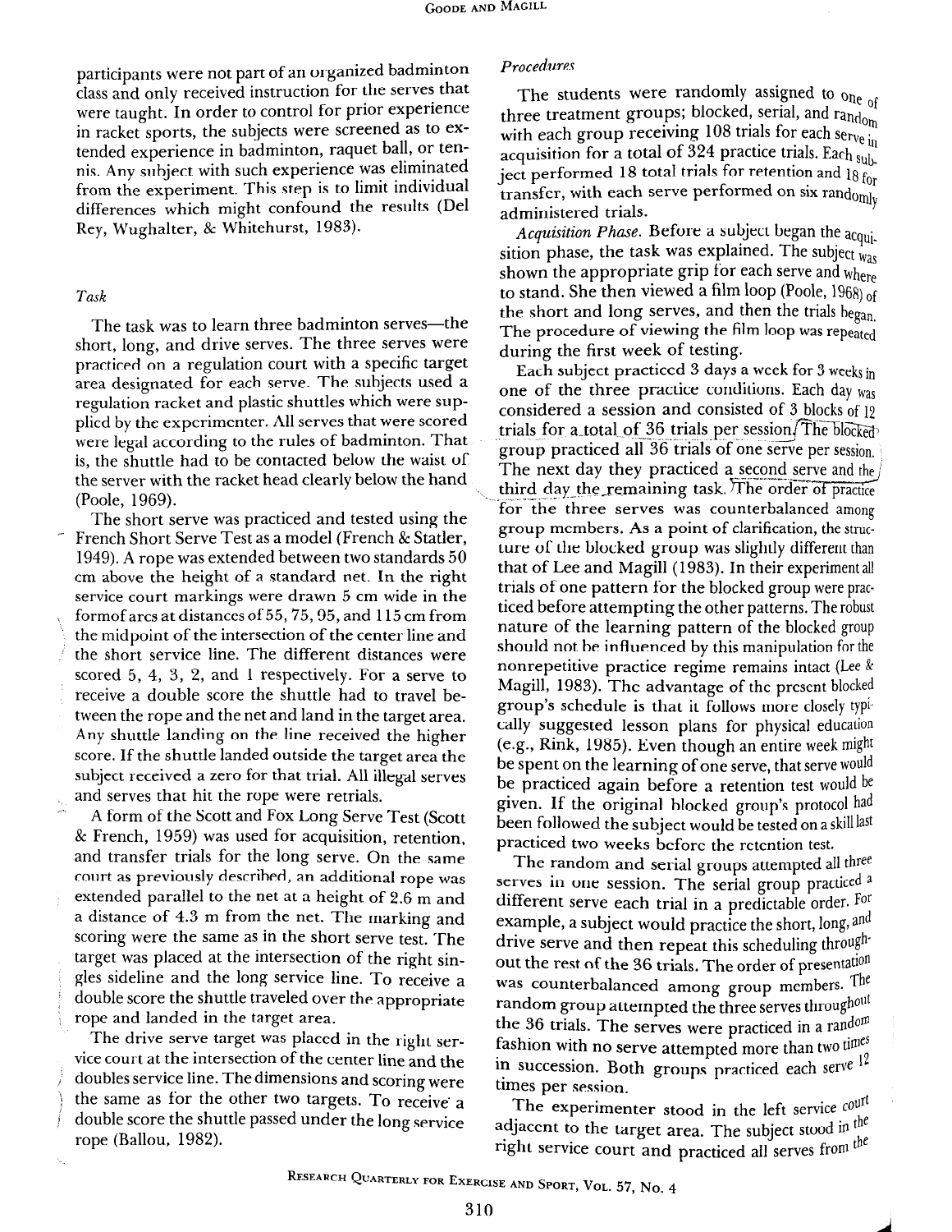participants were not part of an organized badminton class and only received instruction for the serves that were taught. In order to control for prior experience in racket sports, the subjects were screened as to extended experience in badminton, raquet ball, or tennis. Any subject with such experience was eliminated from the experiment. This step is to limit individual differences which might confound the results (Del Rey, Wughalter, & Whitehurst, 1983).

### *Task*

The task was to learn three badminton serves—the short, long, and drive serves. The three serves were practiced on a regulation court with a specific target area designated for each serve. The subjects used a regulation racket and plastic shuttles which were supplied by the experimenter. All serves that were scored were legal according to the rules of badminton. That is, the shuttle had to be contacted below the waist of the server with the racket head clearly below the hand (Poole, 1969).

The short serve was practiced and tested using the French Short Serve Test as a model (French & Statler, 1949). A rope was extended between two standards 50 cm above the height of a standard net. In the right service court markings were drawn 5 cm wide in the form of arcs at distances of 55, 75, 95, and 115 cm from the midpoint of the intersection of the center line and the short service line. The different distances were scored 5, 4, 3, 2, and 1 respectively. For a serve to receive a double score the shuttle had to travel between the rope and the net and land in the target area. Any shuttle landing on the line received the higher score. If the shuttle landed outside the target area the subject received a zero for that trial. All illegal serves and serves that hit the rope were retrials.

A form of the Scott and Fox Long Serve Test (Scott & French, 1959) was used for acquisition, retention, and transfer trials for the long serve. On the same court as previously described, an additional rope was extended parallel to the net at a height of 2.6 m and a distance of 4.3 m from the net. The marking and scoring were the same as in the short serve test. The target was placed at the intersection of the right singles sideline and the long service line. To receive a double score the shuttle traveled over the appropriate rope and landed in the target area.

The drive serve target was placed in the right service court at the intersection of the center line and the doubles service line. The dimensions and scoring were the same as for the other two targets. To receive a double score the shuttle passed under the long service rope (Ballou, 1982).

### *Procedures*

The students were randomly assigned to one of three treatment groups; blocked, serial, and random with each group receiving 108 trials for each serve in acquisition for a total of 324 practice trials. Each subject performed 18 total trials for retention and 18 for transfer, with each serve performed on six randomly administered trials.

*Acquisition Phase.* Before a subject began the acquisition phase, the task was explained. The subject was shown the appropriate grip for each serve and where to stand. She then viewed a film loop (Poole, 1968) of the short and long serves, and then the trials began. The procedure of viewing the film loop was repeated during the first week of testing.

Each subject practiced 3 days a week for 3 weeks in one of the three practice conditions. Each day was considered a session and consisted of 3 blocks of 12 trials for a total of 36 trials per session. The blocked group practiced all 36 trials of one serve per session. The next day they practiced a second serve and the third day the remaining task. The order of practice for the three serves was counterbalanced among group members. As a point of clarification, the structure of the blocked group was slightly different than that of Lee and Magill (1983). In their experiment all trials of one pattern for the blocked group were practiced before attempting the other patterns. The robust nature of the learning pattern of the blocked group should not be influenced by this manipulation for the nonrepetitive practice regime remains intact (Lee & Magill, 1983). The advantage of the present blocked group's schedule is that it follows more closely typically suggested lesson plans for physical education (e.g., Rink, 1985). Even though an entire week might be spent on the learning of one serve, that serve would be practiced again before a retention test would be given. If the original blocked group's protocol had been followed the subject would be tested on a skill last practiced two weeks before the retention test.

The random and serial groups attempted all three serves in one session. The serial group practiced a different serve each trial in a predictable order. For example, a subject would practice the short, long, and drive serve and then repeat this scheduling throughout the rest of the 36 trials. The order of presentation was counterbalanced among group members. The random group attempted the three serves throughout the 36 trials. The serves were practiced in a random fashion with no serve attempted more than two times in succession. Both groups practiced each serve 12 times per session.

The experimenter stood in the left service court adjacent to the target area. The subject stood in the right service court and practiced all serves from the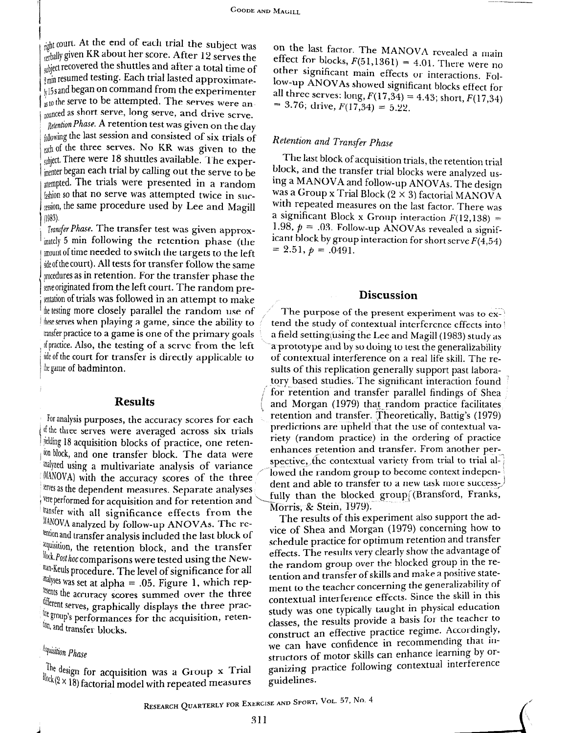right court. At the end of each trial the subject was verbally given KR about her score. After 12 serves the subject recovered the shuttles and after a total time of 2 min resumed testing. Each trial lasted approximately 15 s and began on command from the experimenter as to the serve to be attempted. The serves were announced as short serve, long serve, and drive serve.

*Retention Phase.* A retention test was given on the day following the last session and consisted of six trials of each of the three serves. No KR was given to the subject. There were 18 shuttles available. The experimenter began each trial by calling out the serve to be attempted. The trials were presented in a random fashion so that no serve was attempted twice in succession, the same procedure used by Lee and Magill (1983).

*Transfer Phase.* The transfer test was given approximately 5 min following the retention phase (the amount of time needed to switch the targets to the left side of the court). All tests for transfer follow the same procedures as in retention. For the transfer phase the serve originated from the left court. The random presentation of trials was followed in an attempt to make the testing more closely parallel the random use of these serves when playing a game, since the ability to transfer practice to a game is one of the primary goals of practice. Also, the testing of a serve from the left side of the court for transfer is directly applicable to the game of badminton.

## Results

For analysis purposes, the accuracy scores for each of the three serves were averaged across six trials yielding 18 acquisition blocks of practice, one retention block, and one transfer block. The data were analyzed using a multivariate analysis of variance (MANOVA) with the accuracy scores of the three serves as the dependent measures. Separate analyses were performed for acquisition and for retention and transfer with all significance effects from the MANOVA analyzed by follow-up ANOVAs. The retention and transfer analysis included the last block of acquisition, the retention block, and the transfer block. *Post hoc* comparisons were tested using the Newman-Keuls procedure. The level of significance for all analyses was set at alpha = .05. Figure 1, which represents the accuracy scores summed over the three different serves, graphically displays the three practice group's performances for the acquisition, retention, and transfer blocks.

### Acquisition Phase

The design for acquisition was a Group x Trial Block (2 × 18) factorial model with repeated measures on the last factor. The MANOVA revealed a main effect for blocks, $F(51,1361) = 4.01$. There were no other significant main effects or interactions. Follow-up ANOVAs showed significant blocks effect for all three serves: long, $F(17,34) = 4.43$; short, $F(17,34) = 3.76$; drive, $F(17,34) = 5.22$.

### Retention and Transfer Phase

The last block of acquisition trials, the retention trial block, and the transfer trial blocks were analyzed using a MANOVA and follow-up ANOVAs. The design was a Group x Trial Block (2 × 3) factorial MANOVA with repeated measures on the last factor. There was a significant Block x Group interaction $F(12,138) = 1.98$, $p = .03$. Follow-up ANOVAs revealed a significant block by group interaction for short serve $F(4,54) = 2.51$, $p = .0491$.

## Discussion

The purpose of the present experiment was to extend the study of contextual interference effects into a field setting using the Lee and Magill (1983) study as a prototype and by so doing to test the generalizability of contextual interference on a real life skill. The results of this replication generally support past laboratory based studies. The significant interaction found for retention and transfer parallel findings of Shea and Morgan (1979) that random practice facilitates retention and transfer. Theoretically, Battig's (1979) predictions are upheld that the use of contextual variety (random practice) in the ordering of practice enhances retention and transfer. From another perspective, the contextual variety from trial to trial allowed the random group to become context independent and able to transfer to a new task more successfully than the blocked group (Bransford, Franks, Morris, & Stein, 1979).

The results of this experiment also support the advice of Shea and Morgan (1979) concerning how to schedule practice for optimum retention and transfer effects. The results very clearly show the advantage of the random group over the blocked group in the retention and transfer of skills and make a positive statement to the teacher concerning the generalizability of contextual interference effects. Since the skill in this study was one typically taught in physical education classes, the results provide a basis for the teacher to construct an effective practice regime. Accordingly, we can have confidence in recommending that instructors of motor skills can enhance learning by organizing practice following contextual interference guidelines.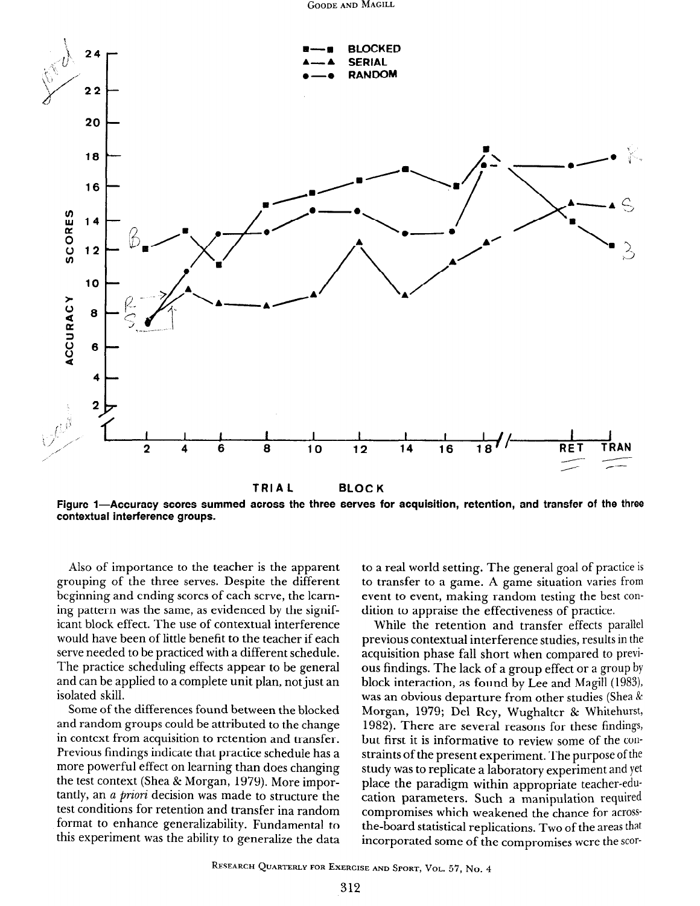**Figure 1—Accuracy scores summed across the three serves for acquisition, retention, and transfer of the three contextual interference groups.**

Also of importance to the teacher is the apparent grouping of the three serves. Despite the different beginning and ending scores of each serve, the learning pattern was the same, as evidenced by the significant block effect. The use of contextual interference would have been of little benefit to the teacher if each serve needed to be practiced with a different schedule. The practice scheduling effects appear to be general and can be applied to a complete unit plan, not just an isolated skill.

Some of the differences found between the blocked and random groups could be attributed to the change in context from acquisition to retention and transfer. Previous findings indicate that practice schedule has a more powerful effect on learning than does changing the test context (Shea & Morgan, 1979). More importantly, an *a priori* decision was made to structure the test conditions for retention and transfer ina random format to enhance generalizability. Fundamental to this experiment was the ability to generalize the data to a real world setting. The general goal of practice is to transfer to a game. A game situation varies from event to event, making random testing the best condition to appraise the effectiveness of practice.

While the retention and transfer effects parallel previous contextual interference studies, results in the acquisition phase fall short when compared to previous findings. The lack of a group effect or a group by block interaction, as found by Lee and Magill (1983), was an obvious departure from other studies (Shea & Morgan, 1979; Del Rey, Wughalter & Whitehurst, 1982). There are several reasons for these findings, but first it is informative to review some of the constraints of the present experiment. The purpose of the study was to replicate a laboratory experiment and yet place the paradigm within appropriate teacher-education parameters. Such a manipulation required compromises which weakened the chance for across-the-board statistical replications. Two of the areas that incorporated some of the compromises were the scor-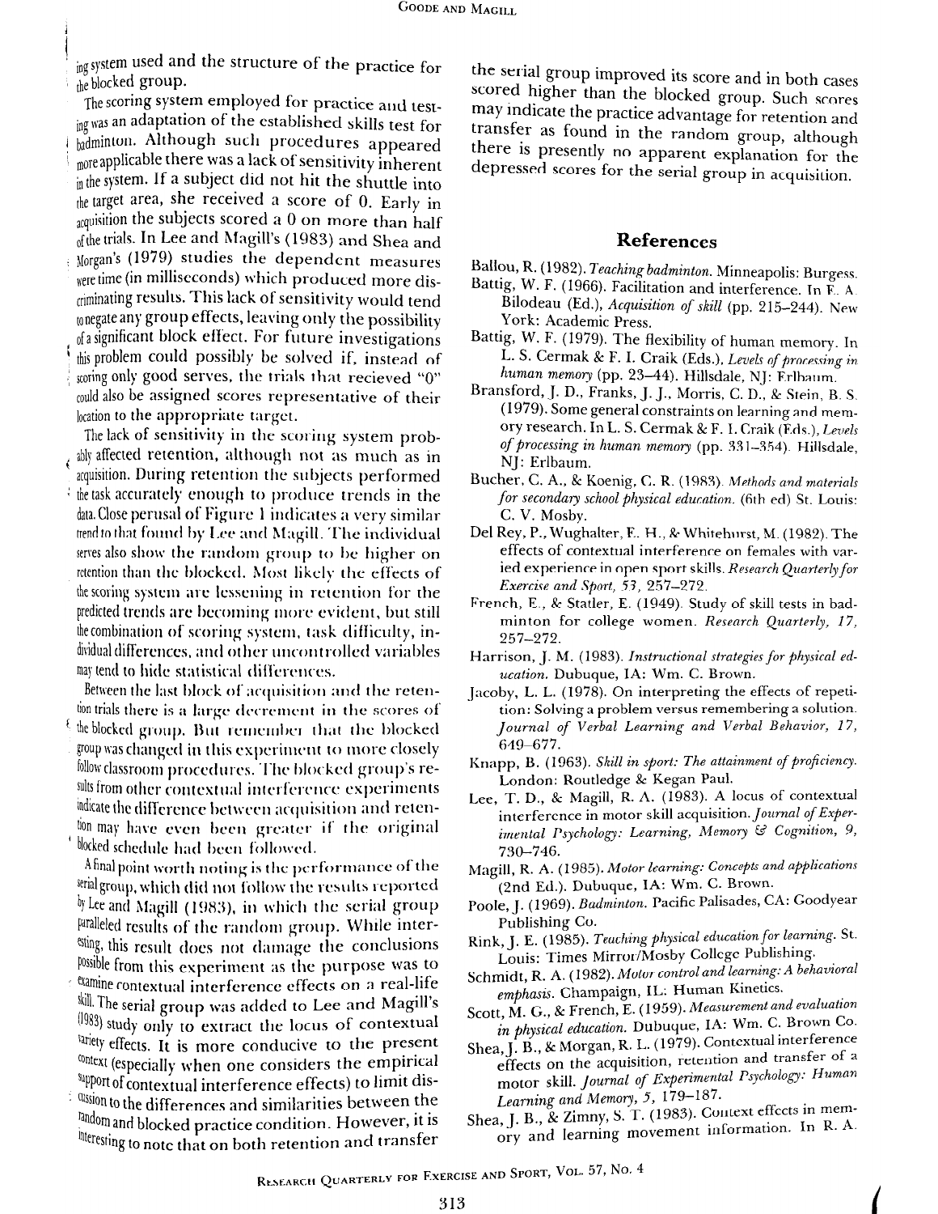ing system used and the structure of the practice for the blocked group.

The scoring system employed for practice and testing was an adaptation of the established skills test for badminton. Although such procedures appeared more applicable there was a lack of sensitivity inherent in the system. If a subject did not hit the shuttle into the target area, she received a score of 0. Early in acquisition the subjects scored a 0 on more than half of the trials. In Lee and Magill's (1983) and Shea and Morgan's (1979) studies the dependent measures were time (in milliseconds) which produced more discriminating results. This lack of sensitivity would tend to negate any group effects, leaving only the possibility of a significant block effect. For future investigations this problem could possibly be solved if, instead of scoring only good serves, the trials that recieved "0" could also be assigned scores representative of their location to the appropriate target.

The lack of sensitivity in the scoring system probably affected retention, although not as much as in acquisition. During retention the subjects performed the task accurately enough to produce trends in the data. Close perusal of Figure 1 indicates a very similar trend to that found by Lee and Magill. The individual serves also show the random group to be higher on retention than the blocked. Most likely the effects of the scoring system are lessening in retention for the predicted trends are becoming more evident, but still the combination of scoring system, task difficulty, individual differences, and other uncontrolled variables may tend to hide statistical differences.

Between the last block of acquisition and the retention trials there is a large decrement in the scores of the blocked group. But remember that the blocked group was changed in this experiment to more closely follow classroom procedures. The blocked group's results from other contextual interference experiments indicate the difference between acquisition and retention may have even been greater if the original blocked schedule had been followed.

A final point worth noting is the performance of the serial group, which did not follow the results reported by Lee and Magill (1983), in which the serial group paralleled results of the random group. While interesting, this result does not damage the conclusions possible from this experiment as the purpose was to examine contextual interference effects on a real-life skill. The serial group was added to Lee and Magill's (1983) study only to extract the locus of contextual variety effects. It is more conducive to the present context (especially when one considers the empirical support of contextual interference effects) to limit discussion to the differences and similarities between the random and blocked practice condition. However, it is interesting to note that on both retention and transfer the serial group improved its score and in both cases scored higher than the blocked group. Such scores may indicate the practice advantage for retention and transfer as found in the random group, although there is presently no apparent explanation for the depressed scores for the serial group in acquisition.

## References

Ballou, R. (1982). *Teaching badminton*. Minneapolis: Burgess.

Battig, W. F. (1966). Facilitation and interference. In E. A. Bilodeau (Ed.), *Acquisition of skill* (pp. 215–244). New York: Academic Press.

Battig, W. F. (1979). The flexibility of human memory. In L. S. Cermak & F. I. Craik (Eds.), *Levels of processing in human memory* (pp. 23–44). Hillsdale, NJ: Erlbaum.

Bransford, J. D., Franks, J. J., Morris, C. D., & Stein, B. S. (1979). Some general constraints on learning and memory research. In L. S. Cermak & F. I. Craik (Eds.), *Levels of processing in human memory* (pp. 331–354). Hillsdale, NJ: Erlbaum.

Bucher, C. A., & Koenig, C. R. (1983). *Methods and materials for secondary school physical education*. (6th ed) St. Louis: C. V. Mosby.

Del Rey, P., Wughalter, E. H., & Whitehurst, M. (1982). The effects of contextual interference on females with varied experience in open sport skills. *Research Quarterly for Exercise and Sport, 53*, 257–272.

French, E., & Statler, E. (1949). Study of skill tests in badminton for college women. *Research Quarterly, 17*, 257–272.

Harrison, J. M. (1983). *Instructional strategies for physical education*. Dubuque, IA: Wm. C. Brown.

Jacoby, L. L. (1978). On interpreting the effects of repetition: Solving a problem versus remembering a solution. *Journal of Verbal Learning and Verbal Behavior, 17*, 649–677.

Knapp, B. (1963). *Skill in sport: The attainment of proficiency*. London: Routledge & Kegan Paul.

Lee, T. D., & Magill, R. A. (1983). A locus of contextual interference in motor skill acquisition. *Journal of Experimental Psychology: Learning, Memory & Cognition, 9*, 730–746.

Magill, R. A. (1985). *Motor learning: Concepts and applications* (2nd Ed.). Dubuque, IA: Wm. C. Brown.

Poole, J. (1969). *Badminton*. Pacific Palisades, CA: Goodyear Publishing Co.

Rink, J. E. (1985). *Teaching physical education for learning*. St. Louis: Times Mirror/Mosby College Publishing.

Schmidt, R. A. (1982). *Motor control and learning: A behavioral emphasis*. Champaign, IL: Human Kinetics.

Scott, M. G., & French, E. (1959). *Measurement and evaluation in physical education*. Dubuque, IA: Wm. C. Brown Co.

Shea, J. B., & Morgan, R. L. (1979). Contextual interference effects on the acquisition, retention and transfer of a motor skill. *Journal of Experimental Psychology: Human Learning and Memory, 5*, 179–187.

Shea, J. B., & Zimny, S. T. (1983). Context effects in memory and learning movement information. In R. A.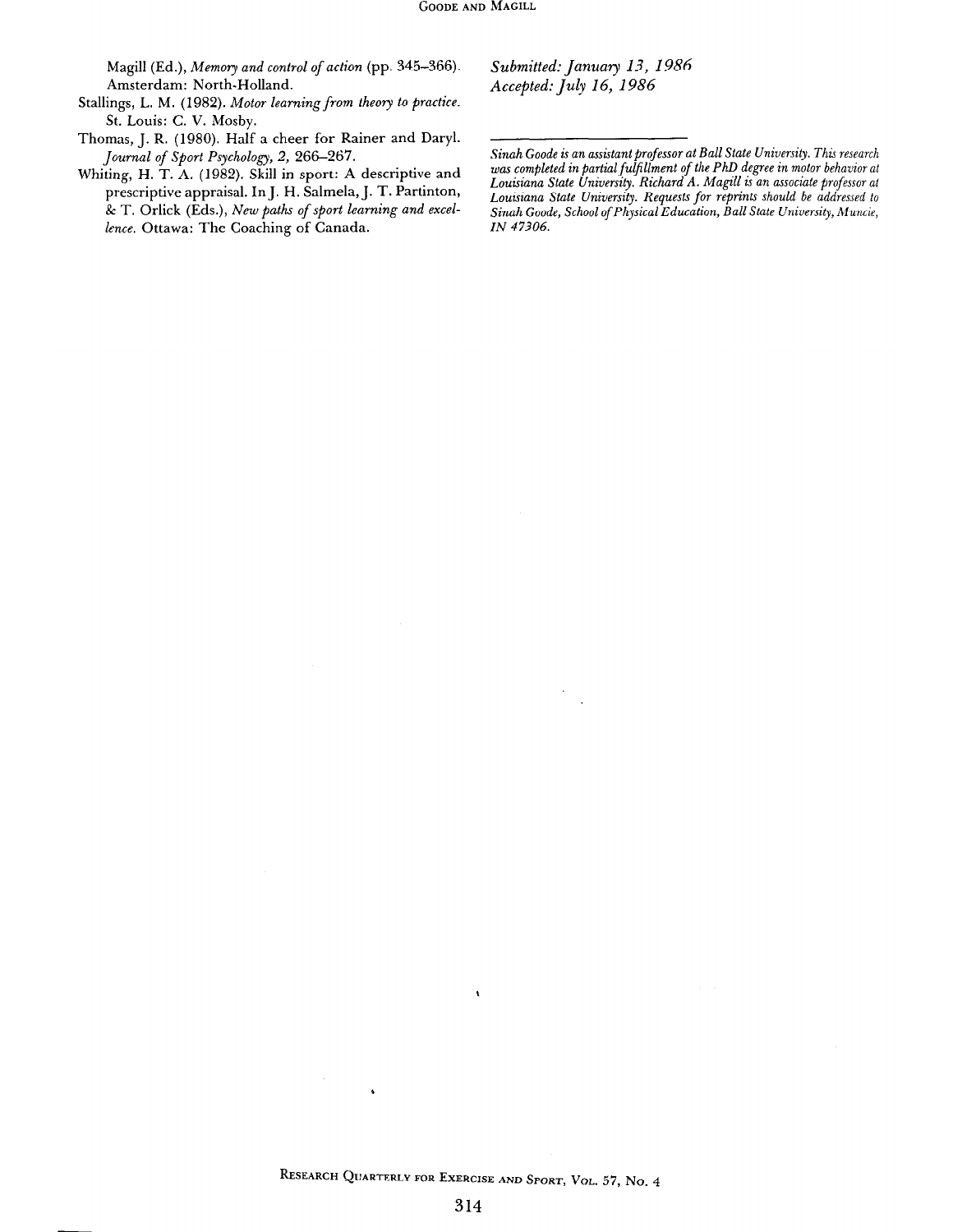Magill (Ed.), *Memory and control of action* (pp. 345–366). Amsterdam: North-Holland.

Stallings, L. M. (1982). *Motor learning from theory to practice.* St. Louis: C. V. Mosby.

Thomas, J. R. (1980). Half a cheer for Rainer and Daryl. *Journal of Sport Psychology, 2,* 266–267.

Whiting, H. T. A. (1982). Skill in sport: A descriptive and prescriptive appraisal. In J. H. Salmela, J. T. Partinton, & T. Orlick (Eds.), *New paths of sport learning and excellence.* Ottawa: The Coaching of Canada.

*Submitted: January 13, 1986*
*Accepted: July 16, 1986*

---

*Sinah Goode is an assistant professor at Ball State University. This research was completed in partial fulfillment of the PhD degree in motor behavior at Louisiana State University. Richard A. Magill is an associate professor at Louisiana State University. Requests for reprints should be addressed to Sinah Goode, School of Physical Education, Ball State University, Muncie, IN 47306.*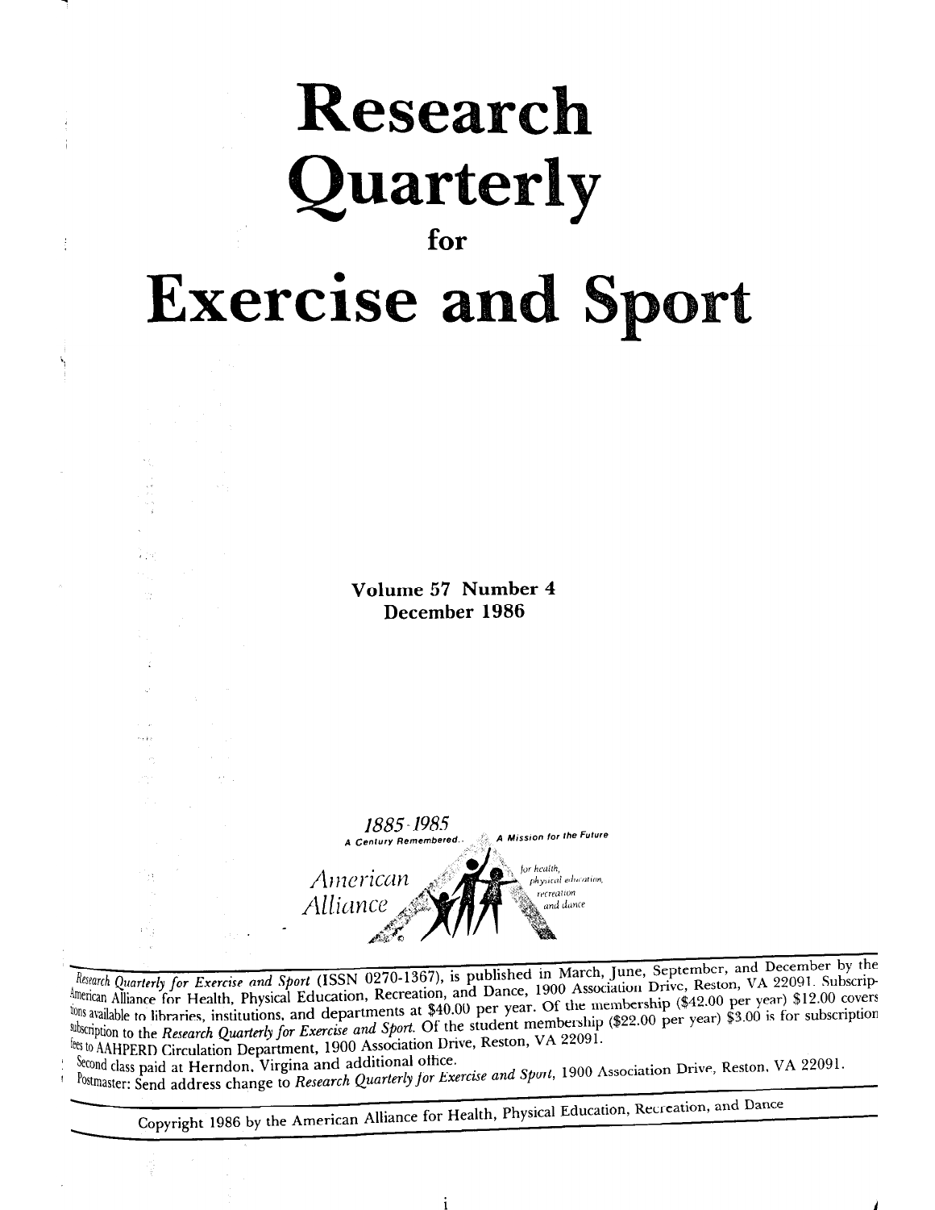# Research Quarterly for Exercise and Sport

Volume 57 Number 4
December 1986

1885-1985
A Century Remembered.. A Mission for the Future

American Alliance for health, physical education, recreation and dance

*Research Quarterly for Exercise and Sport* (ISSN 0270-1367), is published in March, June, September, and December by the American Alliance for Health, Physical Education, Recreation, and Dance, 1900 Association Drive, Reston, VA 22091. Subscriptions available to libraries, institutions, and departments at $40.00 per year. Of the membership ($42.00 per year) $12.00 covers subscription to the *Research Quarterly for Exercise and Sport.* Of the student membership ($22.00 per year) $3.00 is for subscription fees to AAHPERD Circulation Department, 1900 Association Drive, Reston, VA 22091.

Second class paid at Herndon, Virginia and additional office.

Postmaster: Send address change to *Research Quarterly for Exercise and Sport*, 1900 Association Drive, Reston, VA 22091.

Copyright 1986 by the American Alliance for Health, Physical Education, Recreation, and Dance